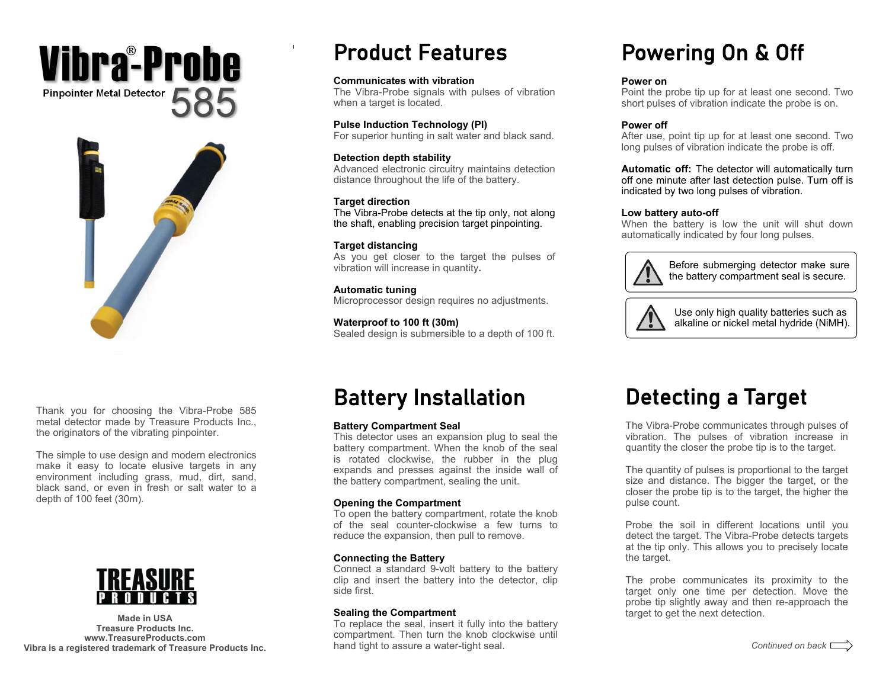# Vibra®-Probe

Pinpointer Metal Detector 585

Thank you for choosing the Vibra-Probe 585 metal detector made by Treasure Products Inc., the originators of the vibrating pinpointer.

The simple to use design and modern electronics make it easy to locate elusive targets in any environment including grass, mud, dirt, sand, black sand, or even in fresh or salt water to a depth of 100 feet (30m).

TREASURE PRODUCTS

**Made in USA**
**Treasure Products Inc.**
**www.TreasureProducts.com**
**Vibra is a registered trademark of Treasure Products Inc.**

## Product Features

**Communicates with vibration**
The Vibra-Probe signals with pulses of vibration when a target is located.

**Pulse Induction Technology (PI)**
For superior hunting in salt water and black sand.

**Detection depth stability**
Advanced electronic circuitry maintains detection distance throughout the life of the battery.

**Target direction**
The Vibra-Probe detects at the tip only, not along the shaft, enabling precision target pinpointing.

**Target distancing**
As you get closer to the target the pulses of vibration will increase in quantity.

**Automatic tuning**
Microprocessor design requires no adjustments.

**Waterproof to 100 ft (30m)**
Sealed design is submersible to a depth of 100 ft.

## Powering On & Off

**Power on**
Point the probe tip up for at least one second. Two short pulses of vibration indicate the probe is on.

**Power off**
After use, point tip up for at least one second. Two long pulses of vibration indicate the probe is off.

**Automatic off:** The detector will automatically turn off one minute after last detection pulse. Turn off is indicated by two long pulses of vibration.

**Low battery auto-off**
When the battery is low the unit will shut down automatically indicated by four long pulses.

⚠ Before submerging detector make sure the battery compartment seal is secure.

⚠ Use only high quality batteries such as alkaline or nickel metal hydride (NiMH).

## Battery Installation

**Battery Compartment Seal**
This detector uses an expansion plug to seal the battery compartment. When the knob of the seal is rotated clockwise, the rubber in the plug expands and presses against the inside wall of the battery compartment, sealing the unit.

**Opening the Compartment**
To open the battery compartment, rotate the knob of the seal counter-clockwise a few turns to reduce the expansion, then pull to remove.

**Connecting the Battery**
Connect a standard 9-volt battery to the battery clip and insert the battery into the detector, clip side first.

**Sealing the Compartment**
To replace the seal, insert it fully into the battery compartment. Then turn the knob clockwise until hand tight to assure a water-tight seal.

## Detecting a Target

The Vibra-Probe communicates through pulses of vibration. The pulses of vibration increase in quantity the closer the probe tip is to the target.

The quantity of pulses is proportional to the target size and distance. The bigger the target, or the closer the probe tip is to the target, the higher the pulse count.

Probe the soil in different locations until you detect the target. The Vibra-Probe detects targets at the tip only. This allows you to precisely locate the target.

The probe communicates its proximity to the target only one time per detection. Move the probe tip slightly away and then re-approach the target to get the next detection.

*Continued on back* ⇨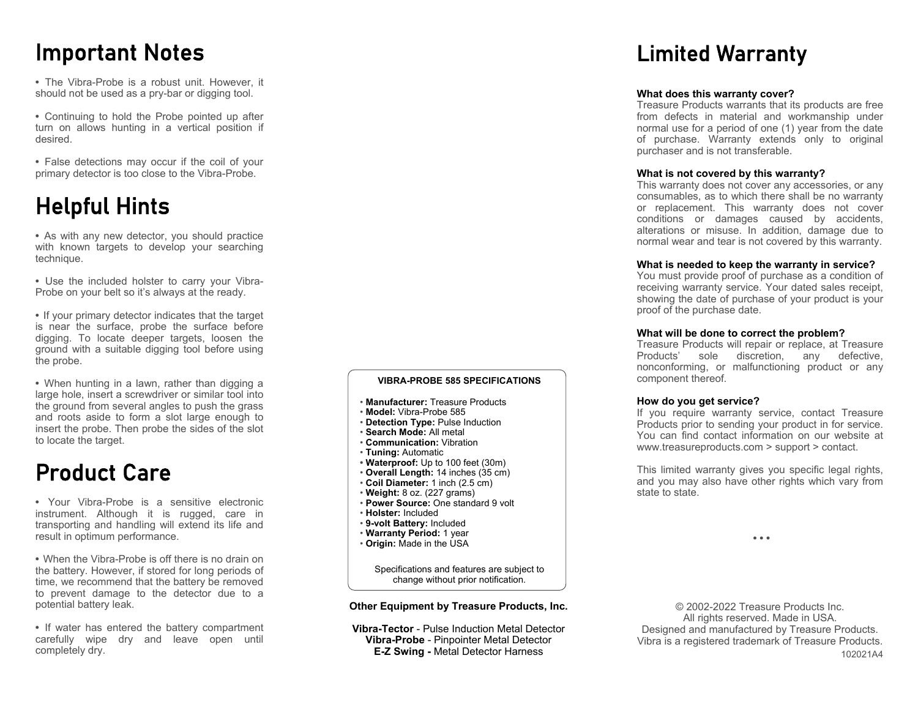# Important Notes

- The Vibra-Probe is a robust unit. However, it should not be used as a pry-bar or digging tool.
- Continuing to hold the Probe pointed up after turn on allows hunting in a vertical position if desired.
- False detections may occur if the coil of your primary detector is too close to the Vibra-Probe.

# Helpful Hints

- As with any new detector, you should practice with known targets to develop your searching technique.
- Use the included holster to carry your Vibra-Probe on your belt so it's always at the ready.
- If your primary detector indicates that the target is near the surface, probe the surface before digging. To locate deeper targets, loosen the ground with a suitable digging tool before using the probe.
- When hunting in a lawn, rather than digging a large hole, insert a screwdriver or similar tool into the ground from several angles to push the grass and roots aside to form a slot large enough to insert the probe. Then probe the sides of the slot to locate the target.

# Product Care

- Your Vibra-Probe is a sensitive electronic instrument. Although it is rugged, care in transporting and handling will extend its life and result in optimum performance.
- When the Vibra-Probe is off there is no drain on the battery. However, if stored for long periods of time, we recommend that the battery be removed to prevent damage to the detector due to a potential battery leak.
- If water has entered the battery compartment carefully wipe dry and leave open until completely dry.

**VIBRA-PROBE 585 SPECIFICATIONS**

- **Manufacturer:** Treasure Products
- **Model:** Vibra-Probe 585
- **Detection Type:** Pulse Induction
- **Search Mode:** All metal
- **Communication:** Vibration
- **Tuning:** Automatic
- **Waterproof:** Up to 100 feet (30m)
- **Overall Length:** 14 inches (35 cm)
- **Coil Diameter:** 1 inch (2.5 cm)
- **Weight:** 8 oz. (227 grams)
- **Power Source:** One standard 9 volt
- **Holster:** Included
- **9-volt Battery:** Included
- **Warranty Period:** 1 year
- **Origin:** Made in the USA

Specifications and features are subject to change without prior notification.

**Other Equipment by Treasure Products, Inc.**

**Vibra-Tector** - Pulse Induction Metal Detector
**Vibra-Probe** - Pinpointer Metal Detector
**E-Z Swing -** Metal Detector Harness

# Limited Warranty

**What does this warranty cover?**
Treasure Products warrants that its products are free from defects in material and workmanship under normal use for a period of one (1) year from the date of purchase. Warranty extends only to original purchaser and is not transferable.

**What is not covered by this warranty?**
This warranty does not cover any accessories, or any consumables, as to which there shall be no warranty or replacement. This warranty does not cover conditions or damages caused by accidents, alterations or misuse. In addition, damage due to normal wear and tear is not covered by this warranty.

**What is needed to keep the warranty in service?**
You must provide proof of purchase as a condition of receiving warranty service. Your dated sales receipt, showing the date of purchase of your product is your proof of the purchase date.

**What will be done to correct the problem?**
Treasure Products will repair or replace, at Treasure Products' sole discretion, any defective, nonconforming, or malfunctioning product or any component thereof.

**How do you get service?**
If you require warranty service, contact Treasure Products prior to sending your product in for service. You can find contact information on our website at www.treasureproducts.com > support > contact.

This limited warranty gives you specific legal rights, and you may also have other rights which vary from state to state.

• • •

© 2002-2022 Treasure Products Inc.
All rights reserved. Made in USA.
Designed and manufactured by Treasure Products.
Vibra is a registered trademark of Treasure Products.
102021A4